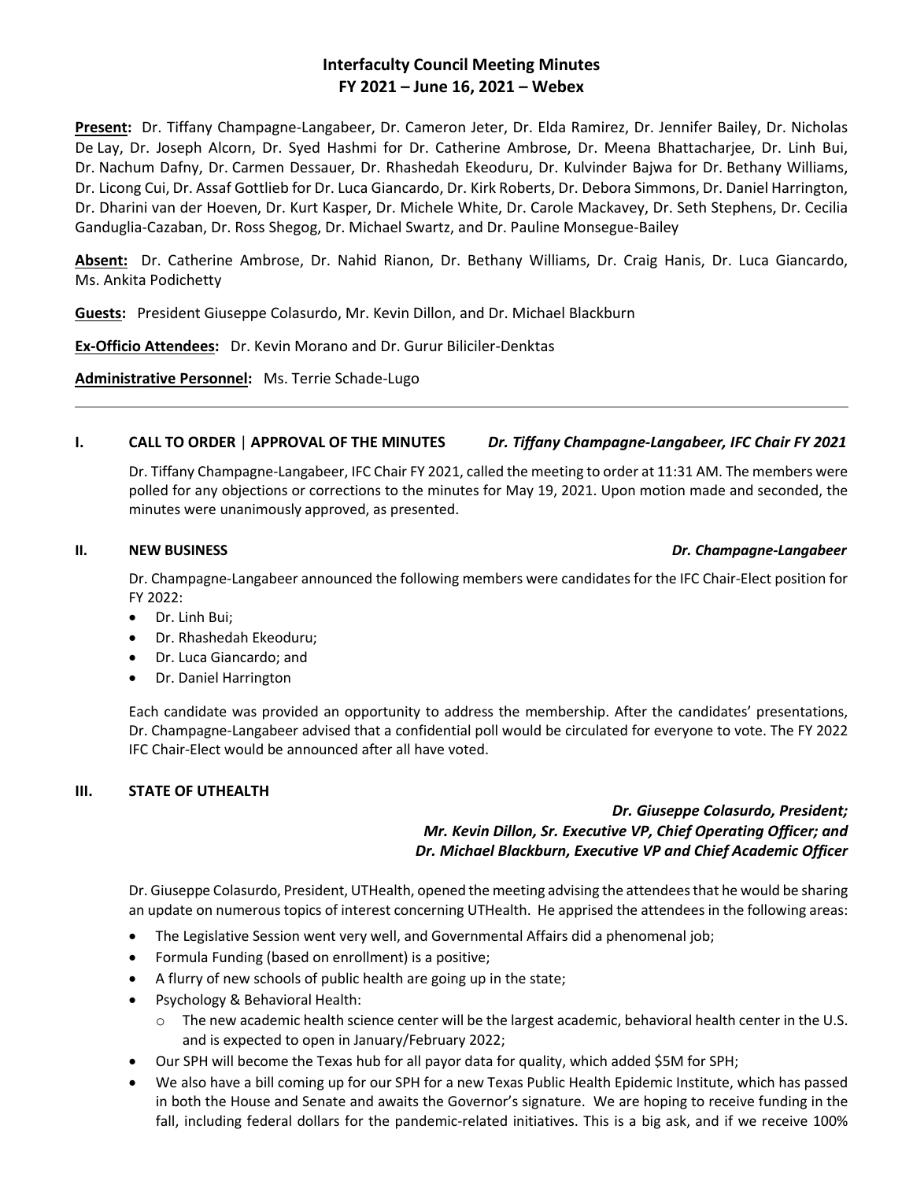# Interfaculty Council Meeting Minutes
## FY 2021 – June 16, 2021 – Webex

**Present:** Dr. Tiffany Champagne-Langabeer, Dr. Cameron Jeter, Dr. Elda Ramirez, Dr. Jennifer Bailey, Dr. Nicholas De Lay, Dr. Joseph Alcorn, Dr. Syed Hashmi for Dr. Catherine Ambrose, Dr. Meena Bhattacharjee, Dr. Linh Bui, Dr. Nachum Dafny, Dr. Carmen Dessauer, Dr. Rhashedah Ekeoduru, Dr. Kulvinder Bajwa for Dr. Bethany Williams, Dr. Licong Cui, Dr. Assaf Gottlieb for Dr. Luca Giancardo, Dr. Kirk Roberts, Dr. Debora Simmons, Dr. Daniel Harrington, Dr. Dharini van der Hoeven, Dr. Kurt Kasper, Dr. Michele White, Dr. Carole Mackavey, Dr. Seth Stephens, Dr. Cecilia Ganduglia-Cazaban, Dr. Ross Shegog, Dr. Michael Swartz, and Dr. Pauline Monsegue-Bailey

**Absent:** Dr. Catherine Ambrose, Dr. Nahid Rianon, Dr. Bethany Williams, Dr. Craig Hanis, Dr. Luca Giancardo, Ms. Ankita Podichetty

**Guests:** President Giuseppe Colasurdo, Mr. Kevin Dillon, and Dr. Michael Blackburn

**Ex-Officio Attendees:** Dr. Kevin Morano and Dr. Gurur Biliciler-Denktas

**Administrative Personnel:** Ms. Terrie Schade-Lugo

---

### I. CALL TO ORDER | APPROVAL OF THE MINUTES — *Dr. Tiffany Champagne-Langabeer, IFC Chair FY 2021*

Dr. Tiffany Champagne-Langabeer, IFC Chair FY 2021, called the meeting to order at 11:31 AM. The members were polled for any objections or corrections to the minutes for May 19, 2021. Upon motion made and seconded, the minutes were unanimously approved, as presented.

### II. NEW BUSINESS — *Dr. Champagne-Langabeer*

Dr. Champagne-Langabeer announced the following members were candidates for the IFC Chair-Elect position for FY 2022:

- Dr. Linh Bui;
- Dr. Rhashedah Ekeoduru;
- Dr. Luca Giancardo; and
- Dr. Daniel Harrington

Each candidate was provided an opportunity to address the membership. After the candidates' presentations, Dr. Champagne-Langabeer advised that a confidential poll would be circulated for everyone to vote. The FY 2022 IFC Chair-Elect would be announced after all have voted.

### III. STATE OF UTHEALTH

*Dr. Giuseppe Colasurdo, President;*
*Mr. Kevin Dillon, Sr. Executive VP, Chief Operating Officer; and*
*Dr. Michael Blackburn, Executive VP and Chief Academic Officer*

Dr. Giuseppe Colasurdo, President, UTHealth, opened the meeting advising the attendees that he would be sharing an update on numerous topics of interest concerning UTHealth. He apprised the attendees in the following areas:

- The Legislative Session went very well, and Governmental Affairs did a phenomenal job;
- Formula Funding (based on enrollment) is a positive;
- A flurry of new schools of public health are going up in the state;
- Psychology & Behavioral Health:
  - The new academic health science center will be the largest academic, behavioral health center in the U.S. and is expected to open in January/February 2022;
- Our SPH will become the Texas hub for all payor data for quality, which added $5M for SPH;
- We also have a bill coming up for our SPH for a new Texas Public Health Epidemic Institute, which has passed in both the House and Senate and awaits the Governor's signature. We are hoping to receive funding in the fall, including federal dollars for the pandemic-related initiatives. This is a big ask, and if we receive 100%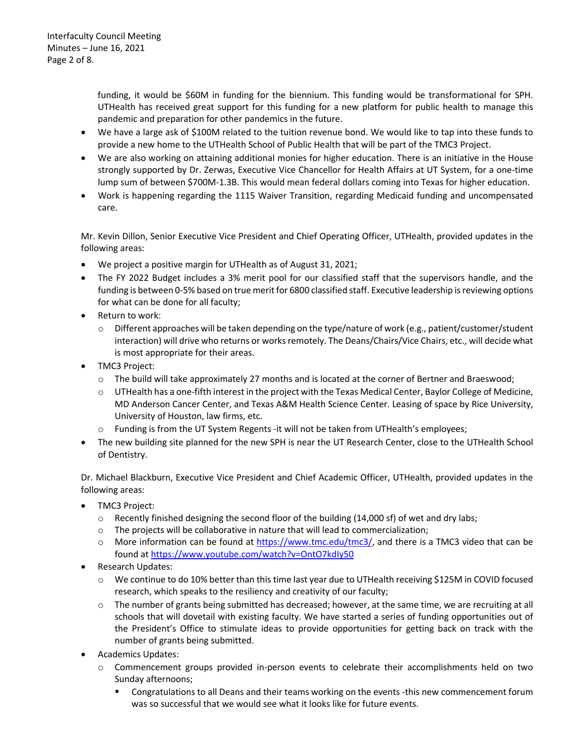funding, it would be $60M in funding for the biennium. This funding would be transformational for SPH. UTHealth has received great support for this funding for a new platform for public health to manage this pandemic and preparation for other pandemics in the future.

- We have a large ask of $100M related to the tuition revenue bond. We would like to tap into these funds to provide a new home to the UTHealth School of Public Health that will be part of the TMC3 Project.
- We are also working on attaining additional monies for higher education. There is an initiative in the House strongly supported by Dr. Zerwas, Executive Vice Chancellor for Health Affairs at UT System, for a one-time lump sum of between $700M-1.3B. This would mean federal dollars coming into Texas for higher education.
- Work is happening regarding the 1115 Waiver Transition, regarding Medicaid funding and uncompensated care.

Mr. Kevin Dillon, Senior Executive Vice President and Chief Operating Officer, UTHealth, provided updates in the following areas:

- We project a positive margin for UTHealth as of August 31, 2021;
- The FY 2022 Budget includes a 3% merit pool for our classified staff that the supervisors handle, and the funding is between 0-5% based on true merit for 6800 classified staff. Executive leadership is reviewing options for what can be done for all faculty;
- Return to work:
  - Different approaches will be taken depending on the type/nature of work (e.g., patient/customer/student interaction) will drive who returns or works remotely. The Deans/Chairs/Vice Chairs, etc., will decide what is most appropriate for their areas.
- TMC3 Project:
  - The build will take approximately 27 months and is located at the corner of Bertner and Braeswood;
  - UTHealth has a one-fifth interest in the project with the Texas Medical Center, Baylor College of Medicine, MD Anderson Cancer Center, and Texas A&M Health Science Center. Leasing of space by Rice University, University of Houston, law firms, etc.
  - Funding is from the UT System Regents -it will not be taken from UTHealth's employees;
- The new building site planned for the new SPH is near the UT Research Center, close to the UTHealth School of Dentistry.

Dr. Michael Blackburn, Executive Vice President and Chief Academic Officer, UTHealth, provided updates in the following areas:

- TMC3 Project:
  - Recently finished designing the second floor of the building (14,000 sf) of wet and dry labs;
  - The projects will be collaborative in nature that will lead to commercialization;
  - More information can be found at https://www.tmc.edu/tmc3/, and there is a TMC3 video that can be found at https://www.youtube.com/watch?v=OntO7kdIy50
- Research Updates:
  - We continue to do 10% better than this time last year due to UTHealth receiving $125M in COVID focused research, which speaks to the resiliency and creativity of our faculty;
  - The number of grants being submitted has decreased; however, at the same time, we are recruiting at all schools that will dovetail with existing faculty. We have started a series of funding opportunities out of the President's Office to stimulate ideas to provide opportunities for getting back on track with the number of grants being submitted.
- Academics Updates:
  - Commencement groups provided in-person events to celebrate their accomplishments held on two Sunday afternoons;
    - Congratulations to all Deans and their teams working on the events -this new commencement forum was so successful that we would see what it looks like for future events.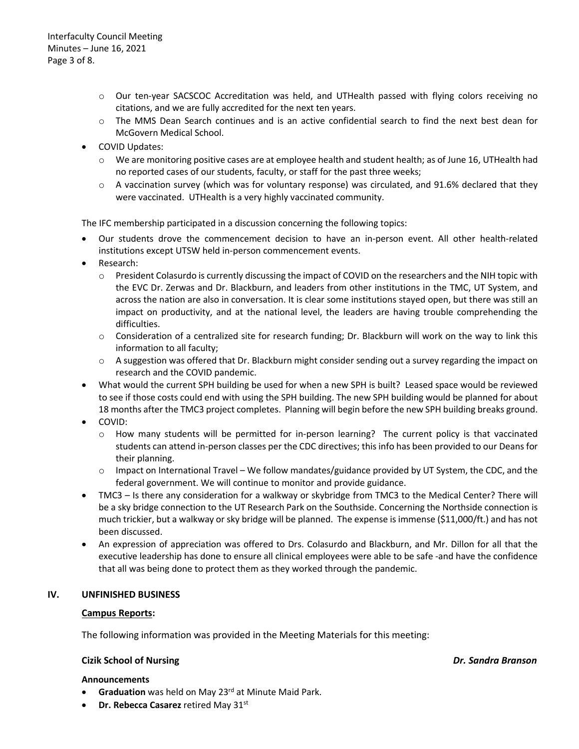- Our ten-year SACSCOC Accreditation was held, and UTHealth passed with flying colors receiving no citations, and we are fully accredited for the next ten years.
  - The MMS Dean Search continues and is an active confidential search to find the next best dean for McGovern Medical School.
- COVID Updates:
  - We are monitoring positive cases are at employee health and student health; as of June 16, UTHealth had no reported cases of our students, faculty, or staff for the past three weeks;
  - A vaccination survey (which was for voluntary response) was circulated, and 91.6% declared that they were vaccinated. UTHealth is a very highly vaccinated community.

The IFC membership participated in a discussion concerning the following topics:

- Our students drove the commencement decision to have an in-person event. All other health-related institutions except UTSW held in-person commencement events.
- Research:
  - President Colasurdo is currently discussing the impact of COVID on the researchers and the NIH topic with the EVC Dr. Zerwas and Dr. Blackburn, and leaders from other institutions in the TMC, UT System, and across the nation are also in conversation. It is clear some institutions stayed open, but there was still an impact on productivity, and at the national level, the leaders are having trouble comprehending the difficulties.
  - Consideration of a centralized site for research funding; Dr. Blackburn will work on the way to link this information to all faculty;
  - A suggestion was offered that Dr. Blackburn might consider sending out a survey regarding the impact on research and the COVID pandemic.
- What would the current SPH building be used for when a new SPH is built? Leased space would be reviewed to see if those costs could end with using the SPH building. The new SPH building would be planned for about 18 months after the TMC3 project completes. Planning will begin before the new SPH building breaks ground.
- COVID:
  - How many students will be permitted for in-person learning? The current policy is that vaccinated students can attend in-person classes per the CDC directives; this info has been provided to our Deans for their planning.
  - Impact on International Travel – We follow mandates/guidance provided by UT System, the CDC, and the federal government. We will continue to monitor and provide guidance.
- TMC3 – Is there any consideration for a walkway or skybridge from TMC3 to the Medical Center? There will be a sky bridge connection to the UT Research Park on the Southside. Concerning the Northside connection is much trickier, but a walkway or sky bridge will be planned. The expense is immense ($11,000/ft.) and has not been discussed.
- An expression of appreciation was offered to Drs. Colasurdo and Blackburn, and Mr. Dillon for all that the executive leadership has done to ensure all clinical employees were able to be safe -and have the confidence that all was being done to protect them as they worked through the pandemic.

## IV. UNFINISHED BUSINESS

**Campus Reports:**

The following information was provided in the Meeting Materials for this meeting:

**Cizik School of Nursing** ***Dr. Sandra Branson***

**Announcements**

- **Graduation** was held on May 23rd at Minute Maid Park.
- **Dr. Rebecca Casarez** retired May 31st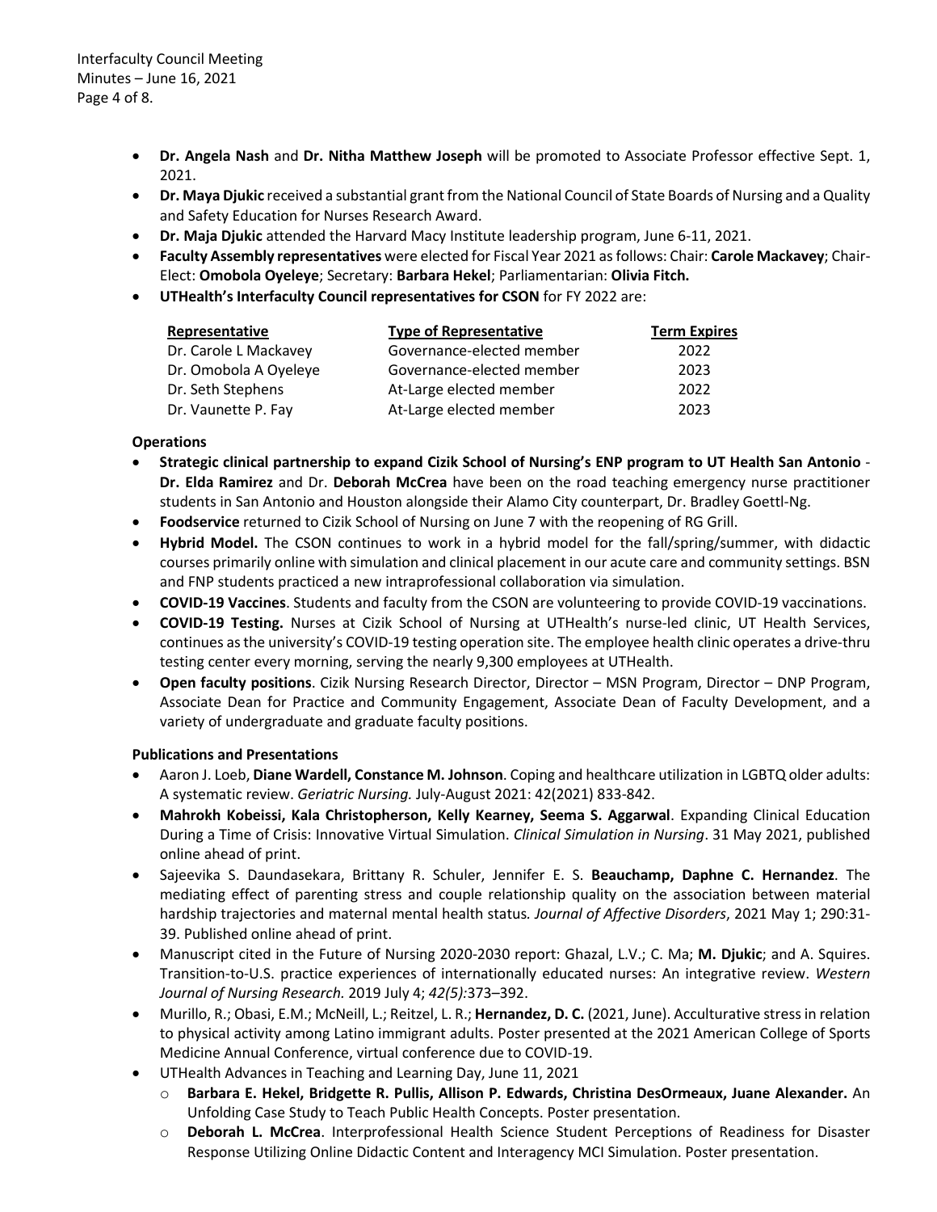- **Dr. Angela Nash** and **Dr. Nitha Matthew Joseph** will be promoted to Associate Professor effective Sept. 1, 2021.
- **Dr. Maya Djukic** received a substantial grant from the National Council of State Boards of Nursing and a Quality and Safety Education for Nurses Research Award.
- **Dr. Maja Djukic** attended the Harvard Macy Institute leadership program, June 6-11, 2021.
- **Faculty Assembly representatives** were elected for Fiscal Year 2021 as follows: Chair: **Carole Mackavey**; Chair-Elect: **Omobola Oyeleye**; Secretary: **Barbara Hekel**; Parliamentarian: **Olivia Fitch.**
- **UTHealth's Interfaculty Council representatives for CSON** for FY 2022 are:

| Representative | Type of Representative | Term Expires |
|---|---|---|
| Dr. Carole L Mackavey | Governance-elected member | 2022 |
| Dr. Omobola A Oyeleye | Governance-elected member | 2023 |
| Dr. Seth Stephens | At-Large elected member | 2022 |
| Dr. Vaunette P. Fay | At-Large elected member | 2023 |

**Operations**

- **Strategic clinical partnership to expand Cizik School of Nursing's ENP program to UT Health San Antonio** - **Dr. Elda Ramirez** and Dr. **Deborah McCrea** have been on the road teaching emergency nurse practitioner students in San Antonio and Houston alongside their Alamo City counterpart, Dr. Bradley Goettl-Ng.
- **Foodservice** returned to Cizik School of Nursing on June 7 with the reopening of RG Grill.
- **Hybrid Model.** The CSON continues to work in a hybrid model for the fall/spring/summer, with didactic courses primarily online with simulation and clinical placement in our acute care and community settings. BSN and FNP students practiced a new intraprofessional collaboration via simulation.
- **COVID-19 Vaccines**. Students and faculty from the CSON are volunteering to provide COVID-19 vaccinations.
- **COVID-19 Testing.** Nurses at Cizik School of Nursing at UTHealth's nurse-led clinic, UT Health Services, continues as the university's COVID-19 testing operation site. The employee health clinic operates a drive-thru testing center every morning, serving the nearly 9,300 employees at UTHealth.
- **Open faculty positions**. Cizik Nursing Research Director, Director – MSN Program, Director – DNP Program, Associate Dean for Practice and Community Engagement, Associate Dean of Faculty Development, and a variety of undergraduate and graduate faculty positions.

**Publications and Presentations**

- Aaron J. Loeb, **Diane Wardell, Constance M. Johnson**. Coping and healthcare utilization in LGBTQ older adults: A systematic review. *Geriatric Nursing.* July-August 2021: 42(2021) 833-842.
- **Mahrokh Kobeissi, Kala Christopherson, Kelly Kearney, Seema S. Aggarwal**. Expanding Clinical Education During a Time of Crisis: Innovative Virtual Simulation. *Clinical Simulation in Nursing*. 31 May 2021, published online ahead of print.
- Sajeevika S. Daundasekara, Brittany R. Schuler, Jennifer E. S. **Beauchamp, Daphne C. Hernandez**. The mediating effect of parenting stress and couple relationship quality on the association between material hardship trajectories and maternal mental health status*. Journal of Affective Disorders*, 2021 May 1; 290:31-39. Published online ahead of print.
- Manuscript cited in the Future of Nursing 2020-2030 report: Ghazal, L.V.; C. Ma; **M. Djukic**; and A. Squires. Transition-to-U.S. practice experiences of internationally educated nurses: An integrative review. *Western Journal of Nursing Research.* 2019 July 4; *42(5):*373–392.
- Murillo, R.; Obasi, E.M.; McNeill, L.; Reitzel, L. R.; **Hernandez, D. C.** (2021, June). Acculturative stress in relation to physical activity among Latino immigrant adults. Poster presented at the 2021 American College of Sports Medicine Annual Conference, virtual conference due to COVID-19.
- UTHealth Advances in Teaching and Learning Day, June 11, 2021
  - **Barbara E. Hekel, Bridgette R. Pullis, Allison P. Edwards, Christina DesOrmeaux, Juane Alexander.** An Unfolding Case Study to Teach Public Health Concepts. Poster presentation.
  - **Deborah L. McCrea**. Interprofessional Health Science Student Perceptions of Readiness for Disaster Response Utilizing Online Didactic Content and Interagency MCI Simulation. Poster presentation.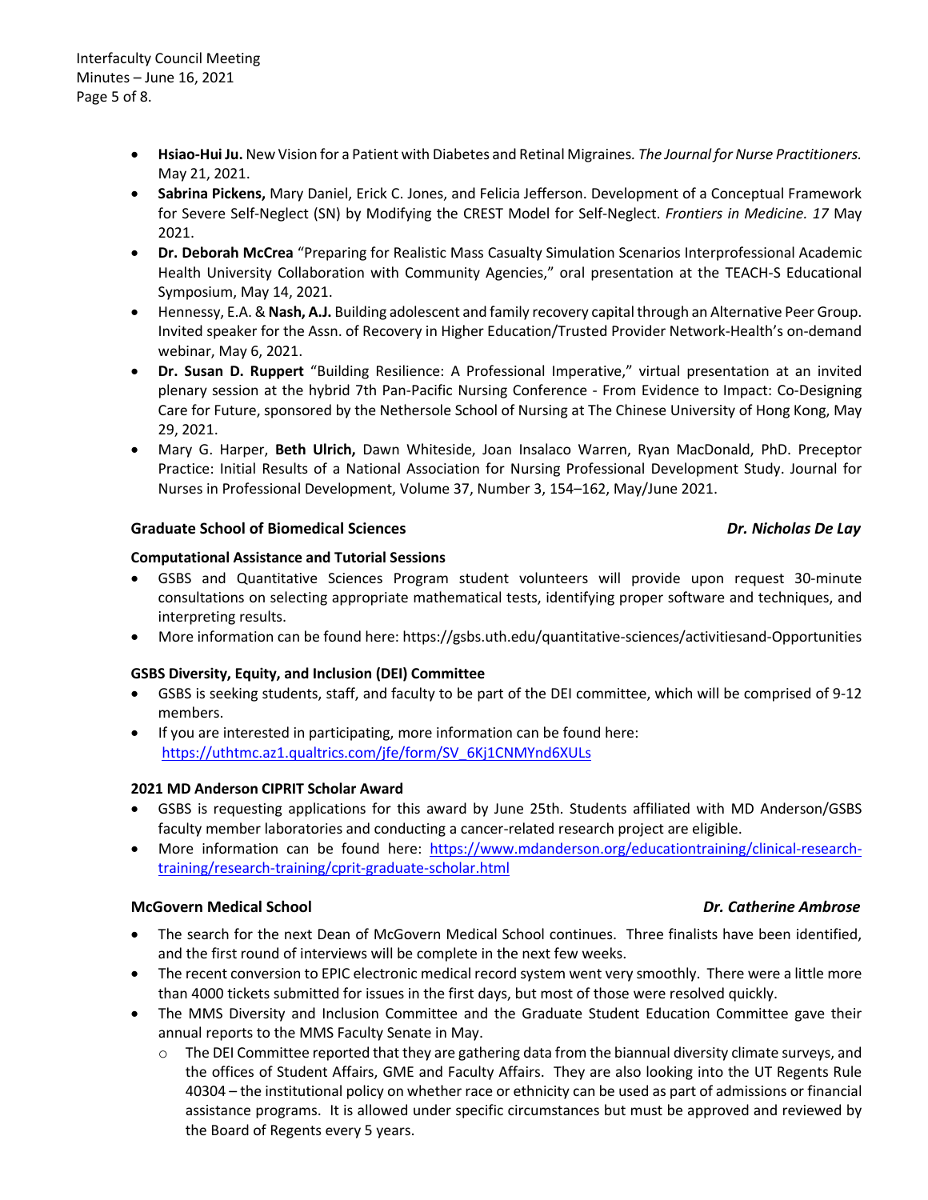- **Hsiao-Hui Ju.** New Vision for a Patient with Diabetes and Retinal Migraines. *The Journal for Nurse Practitioners.* May 21, 2021.
- **Sabrina Pickens,** Mary Daniel, Erick C. Jones, and Felicia Jefferson. Development of a Conceptual Framework for Severe Self-Neglect (SN) by Modifying the CREST Model for Self-Neglect. *Frontiers in Medicine. 17* May 2021.
- **Dr. Deborah McCrea** "Preparing for Realistic Mass Casualty Simulation Scenarios Interprofessional Academic Health University Collaboration with Community Agencies," oral presentation at the TEACH-S Educational Symposium, May 14, 2021.
- Hennessy, E.A. & **Nash, A.J.** Building adolescent and family recovery capital through an Alternative Peer Group. Invited speaker for the Assn. of Recovery in Higher Education/Trusted Provider Network-Health's on-demand webinar, May 6, 2021.
- **Dr. Susan D. Ruppert** "Building Resilience: A Professional Imperative," virtual presentation at an invited plenary session at the hybrid 7th Pan-Pacific Nursing Conference - From Evidence to Impact: Co-Designing Care for Future, sponsored by the Nethersole School of Nursing at The Chinese University of Hong Kong, May 29, 2021.
- Mary G. Harper, **Beth Ulrich,** Dawn Whiteside, Joan Insalaco Warren, Ryan MacDonald, PhD. Preceptor Practice: Initial Results of a National Association for Nursing Professional Development Study. Journal for Nurses in Professional Development, Volume 37, Number 3, 154–162, May/June 2021.

### Graduate School of Biomedical Sciences — *Dr. Nicholas De Lay*

**Computational Assistance and Tutorial Sessions**

- GSBS and Quantitative Sciences Program student volunteers will provide upon request 30-minute consultations on selecting appropriate mathematical tests, identifying proper software and techniques, and interpreting results.
- More information can be found here: https://gsbs.uth.edu/quantitative-sciences/activitiesand-Opportunities

**GSBS Diversity, Equity, and Inclusion (DEI) Committee**

- GSBS is seeking students, staff, and faculty to be part of the DEI committee, which will be comprised of 9-12 members.
- If you are interested in participating, more information can be found here: https://uthtmc.az1.qualtrics.com/jfe/form/SV_6Kj1CNMYnd6XULs

**2021 MD Anderson CIPRIT Scholar Award**

- GSBS is requesting applications for this award by June 25th. Students affiliated with MD Anderson/GSBS faculty member laboratories and conducting a cancer-related research project are eligible.
- More information can be found here: https://www.mdanderson.org/educationtraining/clinical-research-training/research-training/cprit-graduate-scholar.html

### McGovern Medical School — *Dr. Catherine Ambrose*

- The search for the next Dean of McGovern Medical School continues. Three finalists have been identified, and the first round of interviews will be complete in the next few weeks.
- The recent conversion to EPIC electronic medical record system went very smoothly. There were a little more than 4000 tickets submitted for issues in the first days, but most of those were resolved quickly.
- The MMS Diversity and Inclusion Committee and the Graduate Student Education Committee gave their annual reports to the MMS Faculty Senate in May.
    - The DEI Committee reported that they are gathering data from the biannual diversity climate surveys, and the offices of Student Affairs, GME and Faculty Affairs. They are also looking into the UT Regents Rule 40304 – the institutional policy on whether race or ethnicity can be used as part of admissions or financial assistance programs. It is allowed under specific circumstances but must be approved and reviewed by the Board of Regents every 5 years.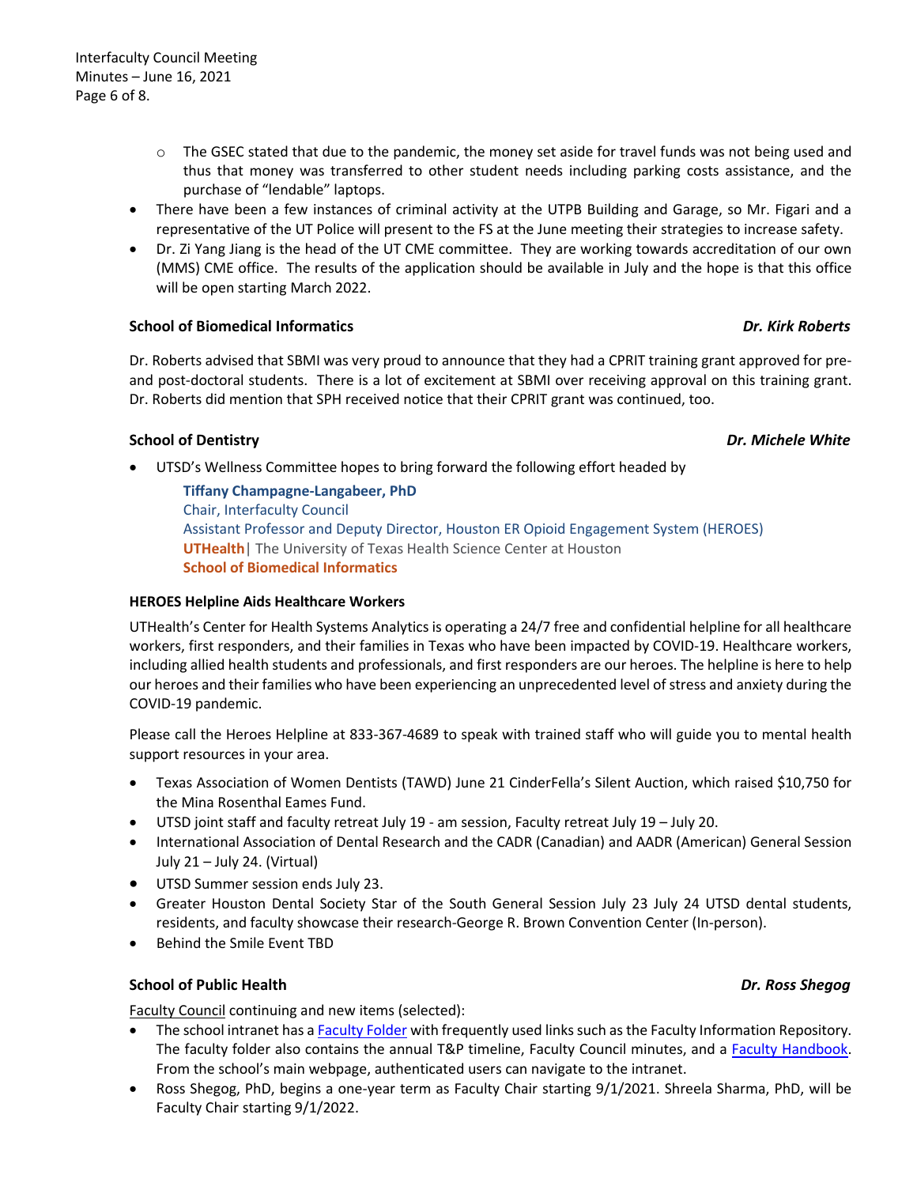- The GSEC stated that due to the pandemic, the money set aside for travel funds was not being used and thus that money was transferred to other student needs including parking costs assistance, and the purchase of "lendable" laptops.
- There have been a few instances of criminal activity at the UTPB Building and Garage, so Mr. Figari and a representative of the UT Police will present to the FS at the June meeting their strategies to increase safety.
- Dr. Zi Yang Jiang is the head of the UT CME committee. They are working towards accreditation of our own (MMS) CME office. The results of the application should be available in July and the hope is that this office will be open starting March 2022.

### School of Biomedical Informatics — *Dr. Kirk Roberts*

Dr. Roberts advised that SBMI was very proud to announce that they had a CPRIT training grant approved for pre- and post-doctoral students. There is a lot of excitement at SBMI over receiving approval on this training grant. Dr. Roberts did mention that SPH received notice that their CPRIT grant was continued, too.

### School of Dentistry — *Dr. Michele White*

- UTSD's Wellness Committee hopes to bring forward the following effort headed by

  **Tiffany Champagne-Langabeer, PhD**
  Chair, Interfaculty Council
  Assistant Professor and Deputy Director, Houston ER Opioid Engagement System (HEROES)
  **UTHealth**| The University of Texas Health Science Center at Houston
  **School of Biomedical Informatics**

**HEROES Helpline Aids Healthcare Workers**

UTHealth's Center for Health Systems Analytics is operating a 24/7 free and confidential helpline for all healthcare workers, first responders, and their families in Texas who have been impacted by COVID-19. Healthcare workers, including allied health students and professionals, and first responders are our heroes. The helpline is here to help our heroes and their families who have been experiencing an unprecedented level of stress and anxiety during the COVID-19 pandemic.

Please call the Heroes Helpline at 833-367-4689 to speak with trained staff who will guide you to mental health support resources in your area.

- Texas Association of Women Dentists (TAWD) June 21 CinderFella's Silent Auction, which raised $10,750 for the Mina Rosenthal Eames Fund.
- UTSD joint staff and faculty retreat July 19 - am session, Faculty retreat July 19 – July 20.
- International Association of Dental Research and the CADR (Canadian) and AADR (American) General Session July 21 – July 24. (Virtual)
- UTSD Summer session ends July 23.
- Greater Houston Dental Society Star of the South General Session July 23 July 24 UTSD dental students, residents, and faculty showcase their research-George R. Brown Convention Center (In-person).
- Behind the Smile Event TBD

### School of Public Health — *Dr. Ross Shegog*

Faculty Council continuing and new items (selected):

- The school intranet has a Faculty Folder with frequently used links such as the Faculty Information Repository. The faculty folder also contains the annual T&P timeline, Faculty Council minutes, and a Faculty Handbook. From the school's main webpage, authenticated users can navigate to the intranet.
- Ross Shegog, PhD, begins a one-year term as Faculty Chair starting 9/1/2021. Shreela Sharma, PhD, will be Faculty Chair starting 9/1/2022.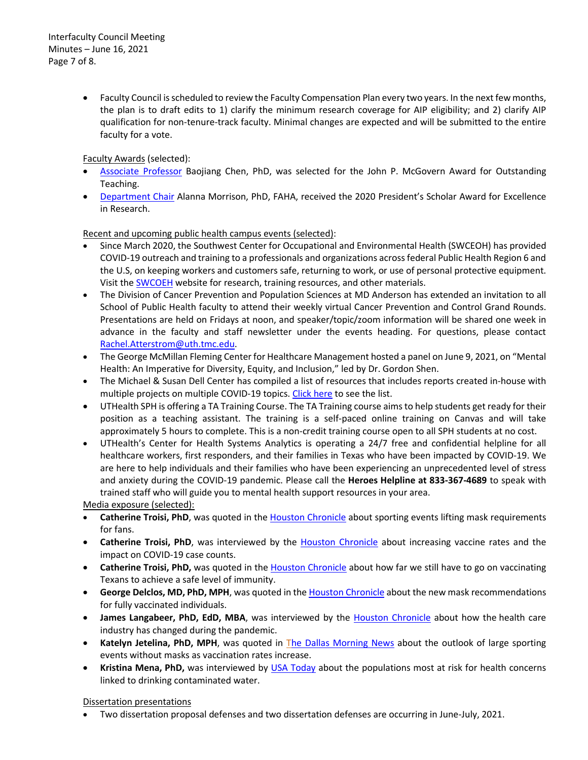- Faculty Council is scheduled to review the Faculty Compensation Plan every two years. In the next few months, the plan is to draft edits to 1) clarify the minimum research coverage for AIP eligibility; and 2) clarify AIP qualification for non-tenure-track faculty. Minimal changes are expected and will be submitted to the entire faculty for a vote.

Faculty Awards (selected):

- Associate Professor Baojiang Chen, PhD, was selected for the John P. McGovern Award for Outstanding Teaching.
- Department Chair Alanna Morrison, PhD, FAHA, received the 2020 President's Scholar Award for Excellence in Research.

Recent and upcoming public health campus events (selected):

- Since March 2020, the Southwest Center for Occupational and Environmental Health (SWCEOH) has provided COVID-19 outreach and training to a professionals and organizations across federal Public Health Region 6 and the U.S, on keeping workers and customers safe, returning to work, or use of personal protective equipment. Visit the SWCOEH website for research, training resources, and other materials.
- The Division of Cancer Prevention and Population Sciences at MD Anderson has extended an invitation to all School of Public Health faculty to attend their weekly virtual Cancer Prevention and Control Grand Rounds. Presentations are held on Fridays at noon, and speaker/topic/zoom information will be shared one week in advance in the faculty and staff newsletter under the events heading. For questions, please contact Rachel.Atterstrom@uth.tmc.edu.
- The George McMillan Fleming Center for Healthcare Management hosted a panel on June 9, 2021, on "Mental Health: An Imperative for Diversity, Equity, and Inclusion," led by Dr. Gordon Shen.
- The Michael & Susan Dell Center has compiled a list of resources that includes reports created in-house with multiple projects on multiple COVID-19 topics. Click here to see the list.
- UTHealth SPH is offering a TA Training Course. The TA Training course aims to help students get ready for their position as a teaching assistant. The training is a self-paced online training on Canvas and will take approximately 5 hours to complete. This is a non-credit training course open to all SPH students at no cost.
- UTHealth's Center for Health Systems Analytics is operating a 24/7 free and confidential helpline for all healthcare workers, first responders, and their families in Texas who have been impacted by COVID-19. We are here to help individuals and their families who have been experiencing an unprecedented level of stress and anxiety during the COVID-19 pandemic. Please call the **Heroes Helpline at 833-367-4689** to speak with trained staff who will guide you to mental health support resources in your area.

Media exposure (selected):

- **Catherine Troisi, PhD**, was quoted in the Houston Chronicle about sporting events lifting mask requirements for fans.
- **Catherine Troisi, PhD**, was interviewed by the Houston Chronicle about increasing vaccine rates and the impact on COVID-19 case counts.
- **Catherine Troisi, PhD,** was quoted in the Houston Chronicle about how far we still have to go on vaccinating Texans to achieve a safe level of immunity.
- **George Delclos, MD, PhD, MPH**, was quoted in the Houston Chronicle about the new mask recommendations for fully vaccinated individuals.
- **James Langabeer, PhD, EdD, MBA**, was interviewed by the Houston Chronicle about how the health care industry has changed during the pandemic.
- **Katelyn Jetelina, PhD, MPH**, was quoted in The Dallas Morning News about the outlook of large sporting events without masks as vaccination rates increase.
- **Kristina Mena, PhD,** was interviewed by USA Today about the populations most at risk for health concerns linked to drinking contaminated water.

Dissertation presentations

- Two dissertation proposal defenses and two dissertation defenses are occurring in June-July, 2021.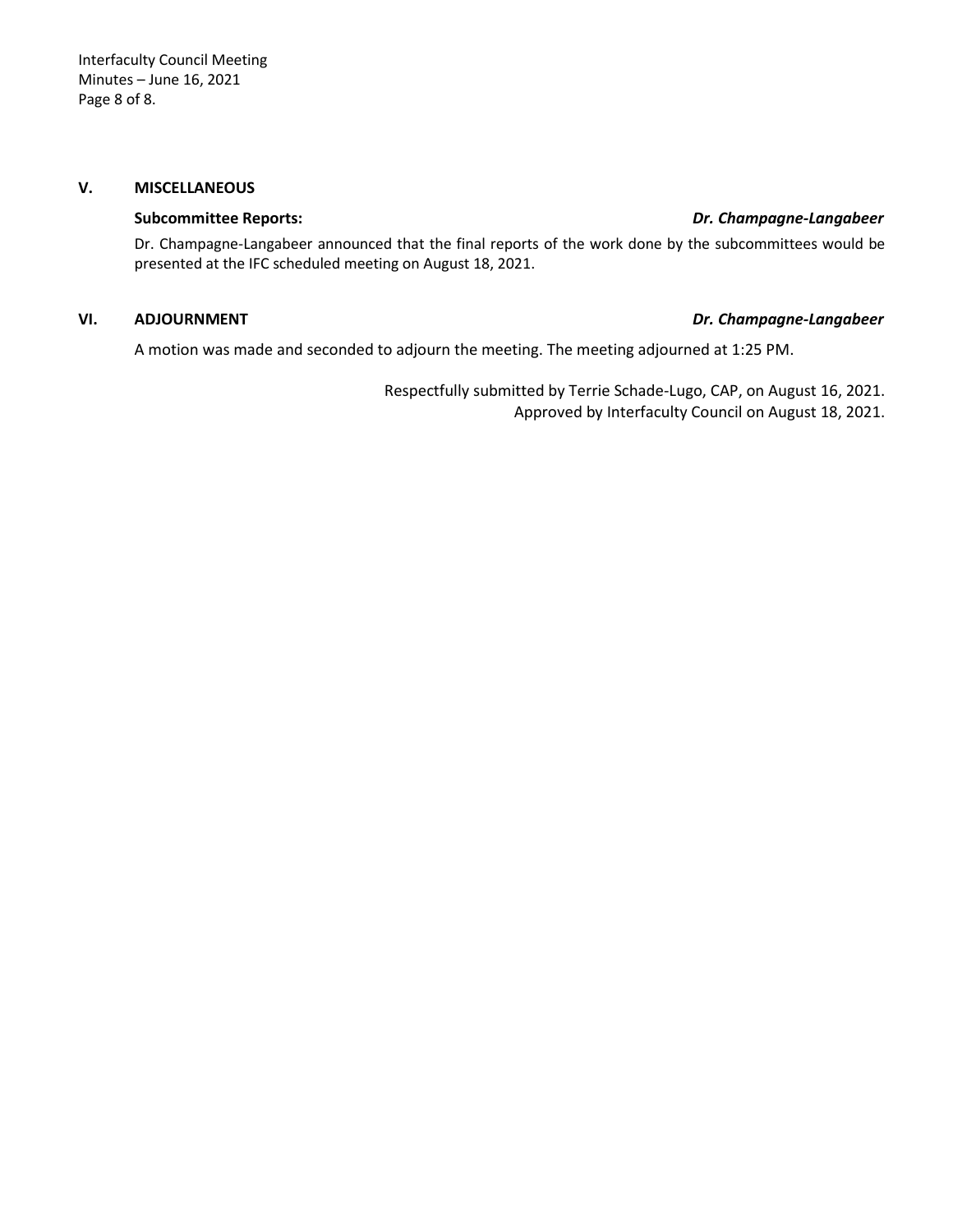## V. MISCELLANEOUS

**Subcommittee Reports:** ***Dr. Champagne-Langabeer***

Dr. Champagne-Langabeer announced that the final reports of the work done by the subcommittees would be presented at the IFC scheduled meeting on August 18, 2021.

## VI. ADJOURNMENT ***Dr. Champagne-Langabeer***

A motion was made and seconded to adjourn the meeting. The meeting adjourned at 1:25 PM.

Respectfully submitted by Terrie Schade-Lugo, CAP, on August 16, 2021.
Approved by Interfaculty Council on August 18, 2021.